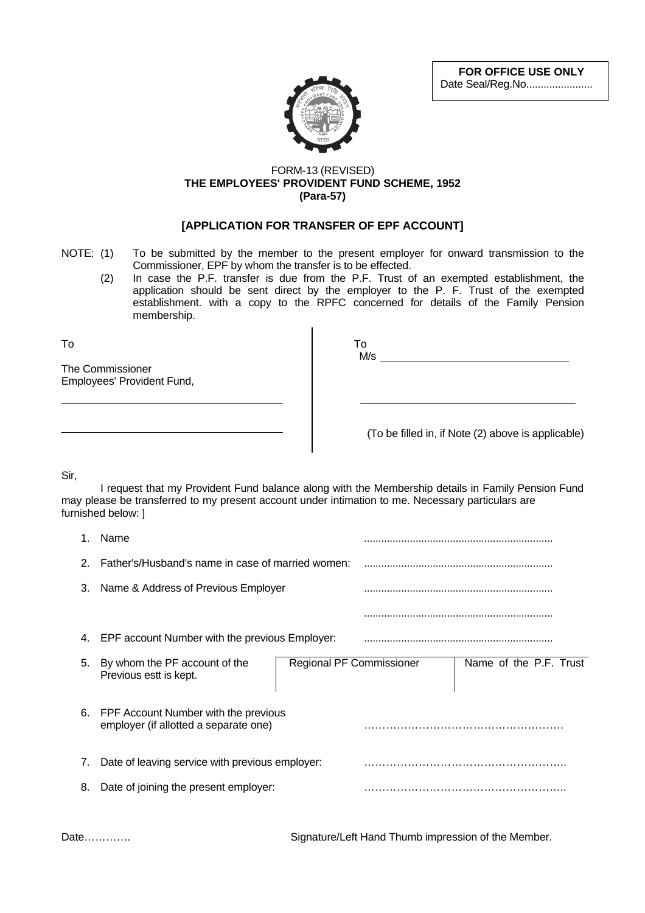**FOR OFFICE USE ONLY**
Date Seal/Reg.No.......................

FORM-13 (REVISED)
**THE EMPLOYEES' PROVIDENT FUND SCHEME, 1952**
**(Para-57)**

## [APPLICATION FOR TRANSFER OF EPF ACCOUNT]

NOTE: (1) To be submitted by the member to the present employer for onward transmission to the Commissioner, EPF by whom the transfer is to be effected.

(2) In case the P.F. transfer is due from the P.F. Trust of an exempted establishment, the application should be sent direct by the employer to the P. F. Trust of the exempted establishment. with a copy to the RPFC concerned for details of the Family Pension membership.

| To<br><br>The Commissioner<br>Employees' Provident Fund,<br><br>______________________________<br><br>______________________________ | To<br>M/s ______________________________<br><br>______________________________<br><br>(To be filled in, if Note (2) above is applicable) |
|---|---|

Sir,

I request that my Provident Fund balance along with the Membership details in Family Pension Fund may please be transferred to my present account under intimation to me. Necessary particulars are furnished below: ]

1. Name .................................................................
2. Father's/Husband's name in case of married women: .................................................................
3. Name & Address of Previous Employer .................................................................
   .................................................................
4. EPF account Number with the previous Employer: .................................................................
5. By whom the PF account of the Previous estt is kept.

| Regional PF Commissioner | Name of the P.F. Trust |
|---|---|
| | |

6. FPF Account Number with the previous employer (if allotted a separate one) ………………………………………………
7. Date of leaving service with previous employer: ………………………………………………..
8. Date of joining the present employer: ………………………………………………..

Date…………. Signature/Left Hand Thumb impression of the Member.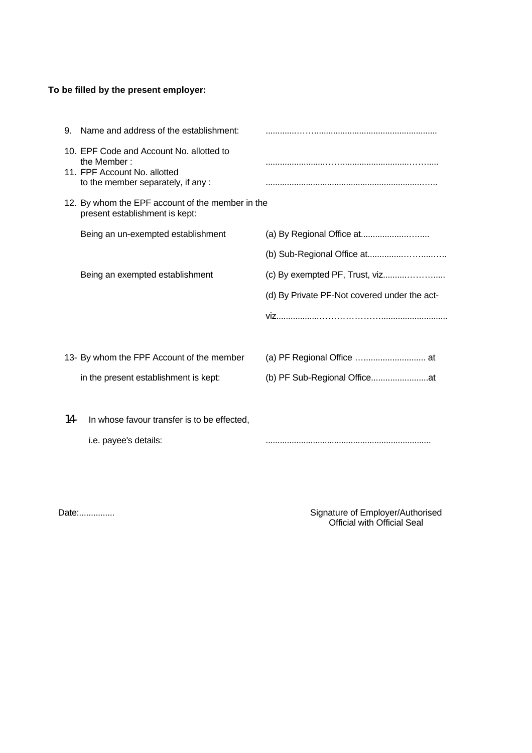**To be filled by the present employer:**

9. Name and address of the establishment: ............…….....................................................

10. EPF Code and Account No. allotted to the Member : .........................…….............................……....

11. FPF Account No. allotted to the member separately, if any : ......................................................................…..

12. By whom the EPF account of the member in the present establishment is kept:

    Being an un-exempted establishment
    - (a) By Regional Office at....................…......
    - (b) Sub-Regional Office at...............…….....…..

    Being an exempted establishment
    - (c) By exempted PF, Trust, viz..........………......
    - (d) By Private PF-Not covered under the act-

      viz..................………………….........................

13- By whom the FPF Account of the member in the present establishment is kept:
- (a) PF Regional Office …......................... at
- (b) PF Sub-Regional Office........................at

14- In whose favour transfer is to be effected,

    i.e. payee's details: .....................................................................

Date:...............

Signature of Employer/Authorised Official with Official Seal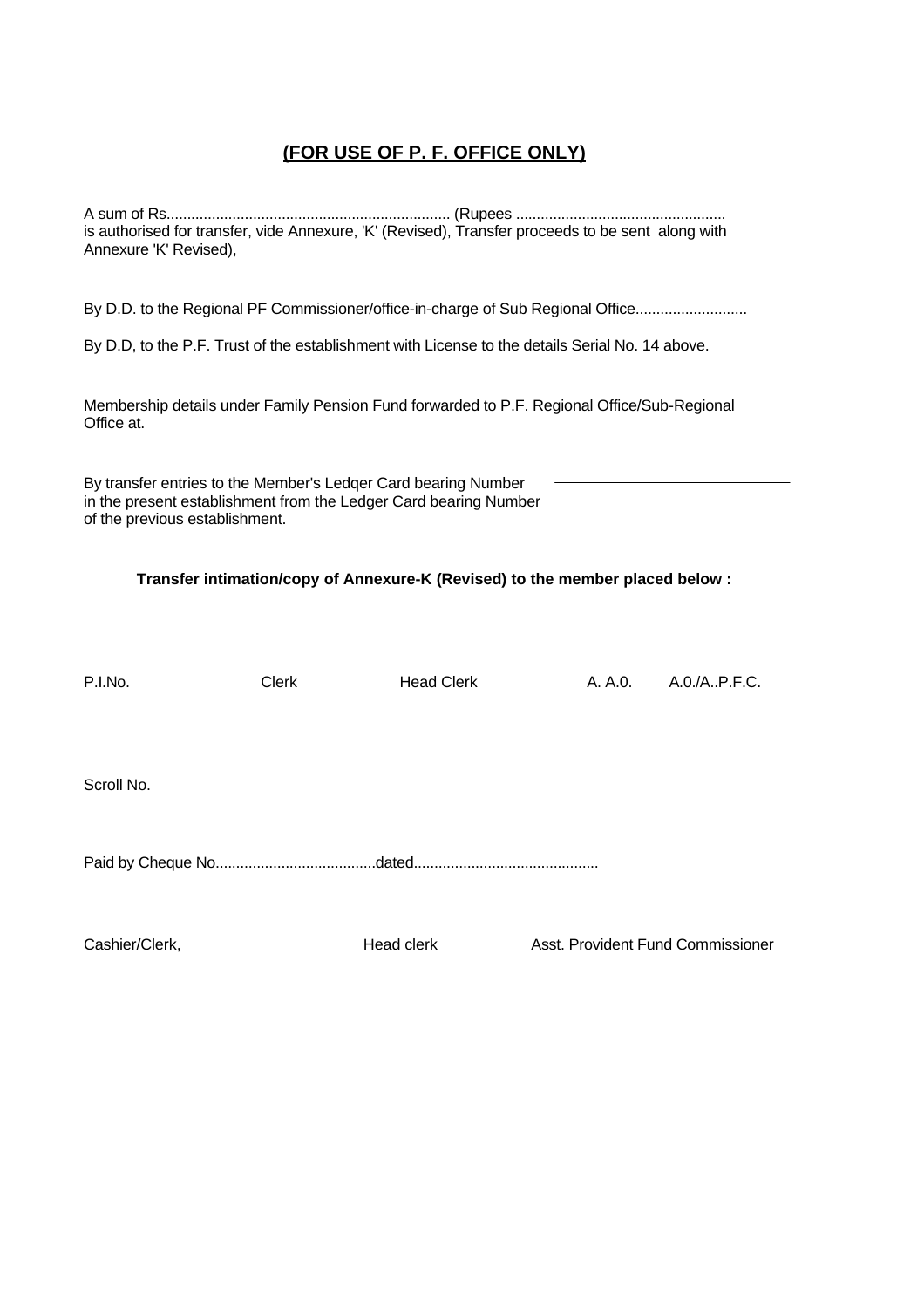## (FOR USE OF P. F. OFFICE ONLY)

A sum of Rs...................................................................... (Rupees .................................................... is authorised for transfer, vide Annexure, 'K' (Revised), Transfer proceeds to be sent along with Annexure 'K' Revised),

By D.D. to the Regional PF Commissioner/office-in-charge of Sub Regional Office...........................

By D.D, to the P.F. Trust of the establishment with License to the details Serial No. 14 above.

Membership details under Family Pension Fund forwarded to P.F. Regional Office/Sub-Regional Office at.

By transfer entries to the Member's Ledqer Card bearing Number \_\_\_\_\_\_\_\_\_\_\_\_\_\_\_\_\_\_\_\_
in the present establishment from the Ledger Card bearing Number \_\_\_\_\_\_\_\_\_\_\_\_\_\_\_\_\_\_\_\_
of the previous establishment.

**Transfer intimation/copy of Annexure-K (Revised) to the member placed below :**

P.I.No. Clerk Head Clerk A. A.0. A.0./A..P.F.C.

Scroll No.

Paid by Cheque No.......................................dated.............................................

Cashier/Clerk, Head clerk Asst. Provident Fund Commissioner